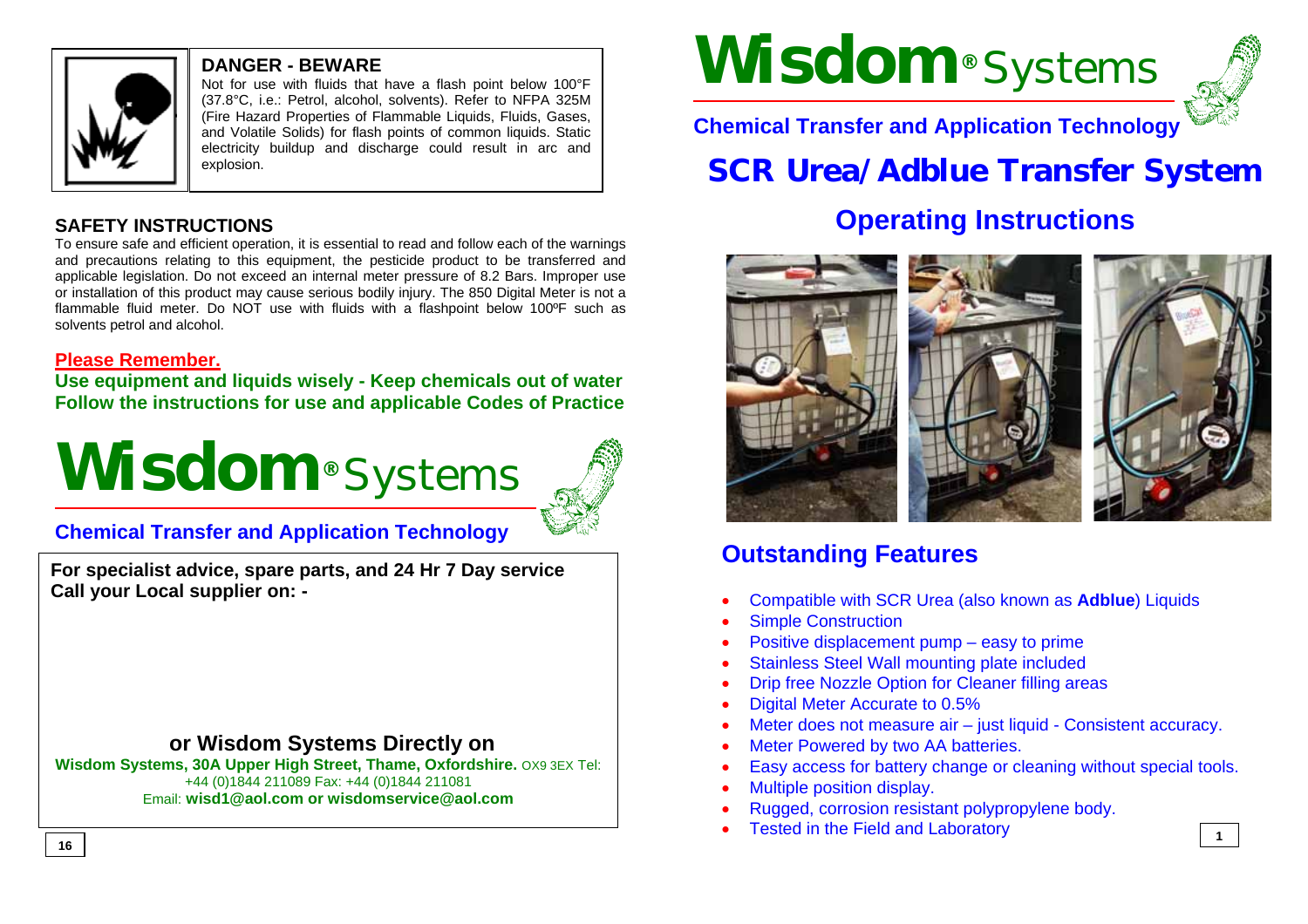## DANGER - BEWARE

Not for use with fluids that have a flash point below 100°F (37.8°C, i.e.: Petrol, alcohol, solvents). Refer to NFPA 325M (Fire Hazard Properties of Flammable Liquids, Fluids, Gases, and Volatile Solids) for flash points of common liquids. Static electricity buildup and discharge could result in arc and explosion.

## SAFETY INSTRUCTIONS

To ensure safe and efficient operation, it is essential to read and follow each of the warnings and precautions relating to this equipment, the pesticide product to be transferred and applicable legislation. Do not exceed an internal meter pressure of 8.2 Bars. Improper use or installation of this product may cause serious bodily injury. The 850 Digital Meter is not a flammable fluid meter. Do NOT use with fluids with a flashpoint below 100ºF such as solvents petrol and alcohol.

**Please Remember.**

**Use equipment and liquids wisely - Keep chemicals out of water**
**Follow the instructions for use and applicable Codes of Practice**

# Wisdom® Systems

**Chemical Transfer and Application Technology**

**For specialist advice, spare parts, and 24 Hr 7 Day service**
**Call your Local supplier on: -**

**or Wisdom Systems Directly on**

**Wisdom Systems, 30A Upper High Street, Thame, Oxfordshire.** OX9 3EX Tel: +44 (0)1844 211089 Fax: +44 (0)1844 211081
Email: **wisd1@aol.com or wisdomservice@aol.com**

# Wisdom® Systems

**Chemical Transfer and Application Technology**

# SCR Urea/Adblue Transfer System

## Operating Instructions

## Outstanding Features

- Compatible with SCR Urea (also known as **Adblue**) Liquids
- Simple Construction
- Positive displacement pump – easy to prime
- Stainless Steel Wall mounting plate included
- Drip free Nozzle Option for Cleaner filling areas
- Digital Meter Accurate to 0.5%
- Meter does not measure air – just liquid - Consistent accuracy.
- Meter Powered by two AA batteries.
- Easy access for battery change or cleaning without special tools.
- Multiple position display.
- Rugged, corrosion resistant polypropylene body.
- Tested in the Field and Laboratory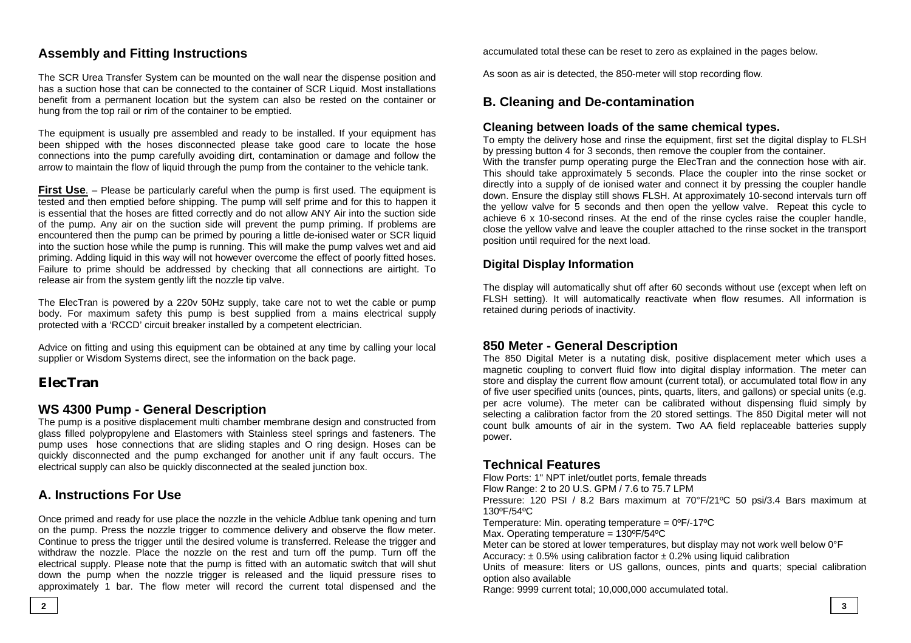## Assembly and Fitting Instructions

The SCR Urea Transfer System can be mounted on the wall near the dispense position and has a suction hose that can be connected to the container of SCR Liquid. Most installations benefit from a permanent location but the system can also be rested on the container or hung from the top rail or rim of the container to be emptied.

The equipment is usually pre assembled and ready to be installed. If your equipment has been shipped with the hoses disconnected please take good care to locate the hose connections into the pump carefully avoiding dirt, contamination or damage and follow the arrow to maintain the flow of liquid through the pump from the container to the vehicle tank.

**First Use**. – Please be particularly careful when the pump is first used. The equipment is tested and then emptied before shipping. The pump will self prime and for this to happen it is essential that the hoses are fitted correctly and do not allow ANY Air into the suction side of the pump. Any air on the suction side will prevent the pump priming. If problems are encountered then the pump can be primed by pouring a little de-ionised water or SCR liquid into the suction hose while the pump is running. This will make the pump valves wet and aid priming. Adding liquid in this way will not however overcome the effect of poorly fitted hoses. Failure to prime should be addressed by checking that all connections are airtight. To release air from the system gently lift the nozzle tip valve.

The ElecTran is powered by a 220v 50Hz supply, take care not to wet the cable or pump body. For maximum safety this pump is best supplied from a mains electrical supply protected with a 'RCCD' circuit breaker installed by a competent electrician.

Advice on fitting and using this equipment can be obtained at any time by calling your local supplier or Wisdom Systems direct, see the information on the back page.

## ElecTran

## WS 4300 Pump - General Description

The pump is a positive displacement multi chamber membrane design and constructed from glass filled polypropylene and Elastomers with Stainless steel springs and fasteners. The pump uses hose connections that are sliding staples and O ring design. Hoses can be quickly disconnected and the pump exchanged for another unit if any fault occurs. The electrical supply can also be quickly disconnected at the sealed junction box.

## A. Instructions For Use

Once primed and ready for use place the nozzle in the vehicle Adblue tank opening and turn on the pump. Press the nozzle trigger to commence delivery and observe the flow meter. Continue to press the trigger until the desired volume is transferred. Release the trigger and withdraw the nozzle. Place the nozzle on the rest and turn off the pump. Turn off the electrical supply. Please note that the pump is fitted with an automatic switch that will shut down the pump when the nozzle trigger is released and the liquid pressure rises to approximately 1 bar. The flow meter will record the current total dispensed and the accumulated total these can be reset to zero as explained in the pages below.

As soon as air is detected, the 850-meter will stop recording flow.

## B. Cleaning and De-contamination

### Cleaning between loads of the same chemical types.

To empty the delivery hose and rinse the equipment, first set the digital display to FLSH by pressing button 4 for 3 seconds, then remove the coupler from the container.
With the transfer pump operating purge the ElecTran and the connection hose with air. This should take approximately 5 seconds. Place the coupler into the rinse socket or directly into a supply of de ionised water and connect it by pressing the coupler handle down. Ensure the display still shows FLSH. At approximately 10-second intervals turn off the yellow valve for 5 seconds and then open the yellow valve. Repeat this cycle to achieve 6 x 10-second rinses. At the end of the rinse cycles raise the coupler handle, close the yellow valve and leave the coupler attached to the rinse socket in the transport position until required for the next load.

### Digital Display Information

The display will automatically shut off after 60 seconds without use (except when left on FLSH setting). It will automatically reactivate when flow resumes. All information is retained during periods of inactivity.

## 850 Meter - General Description

The 850 Digital Meter is a nutating disk, positive displacement meter which uses a magnetic coupling to convert fluid flow into digital display information. The meter can store and display the current flow amount (current total), or accumulated total flow in any of five user specified units (ounces, pints, quarts, liters, and gallons) or special units (e.g. per acre volume). The meter can be calibrated without dispensing fluid simply by selecting a calibration factor from the 20 stored settings. The 850 Digital meter will not count bulk amounts of air in the system. Two AA field replaceable batteries supply power.

## Technical Features

Flow Ports: 1" NPT inlet/outlet ports, female threads
Flow Range: 2 to 20 U.S. GPM / 7.6 to 75.7 LPM
Pressure: 120 PSI / 8.2 Bars maximum at 70°F/21ºC 50 psi/3.4 Bars maximum at 130ºF/54ºC
Temperature: Min. operating temperature = 0ºF/-17ºC
Max. Operating temperature = 130ºF/54ºC
Meter can be stored at lower temperatures, but display may not work well below 0°F
Accuracy: ± 0.5% using calibration factor ± 0.2% using liquid calibration
Units of measure: liters or US gallons, ounces, pints and quarts; special calibration option also available
Range: 9999 current total; 10,000,000 accumulated total.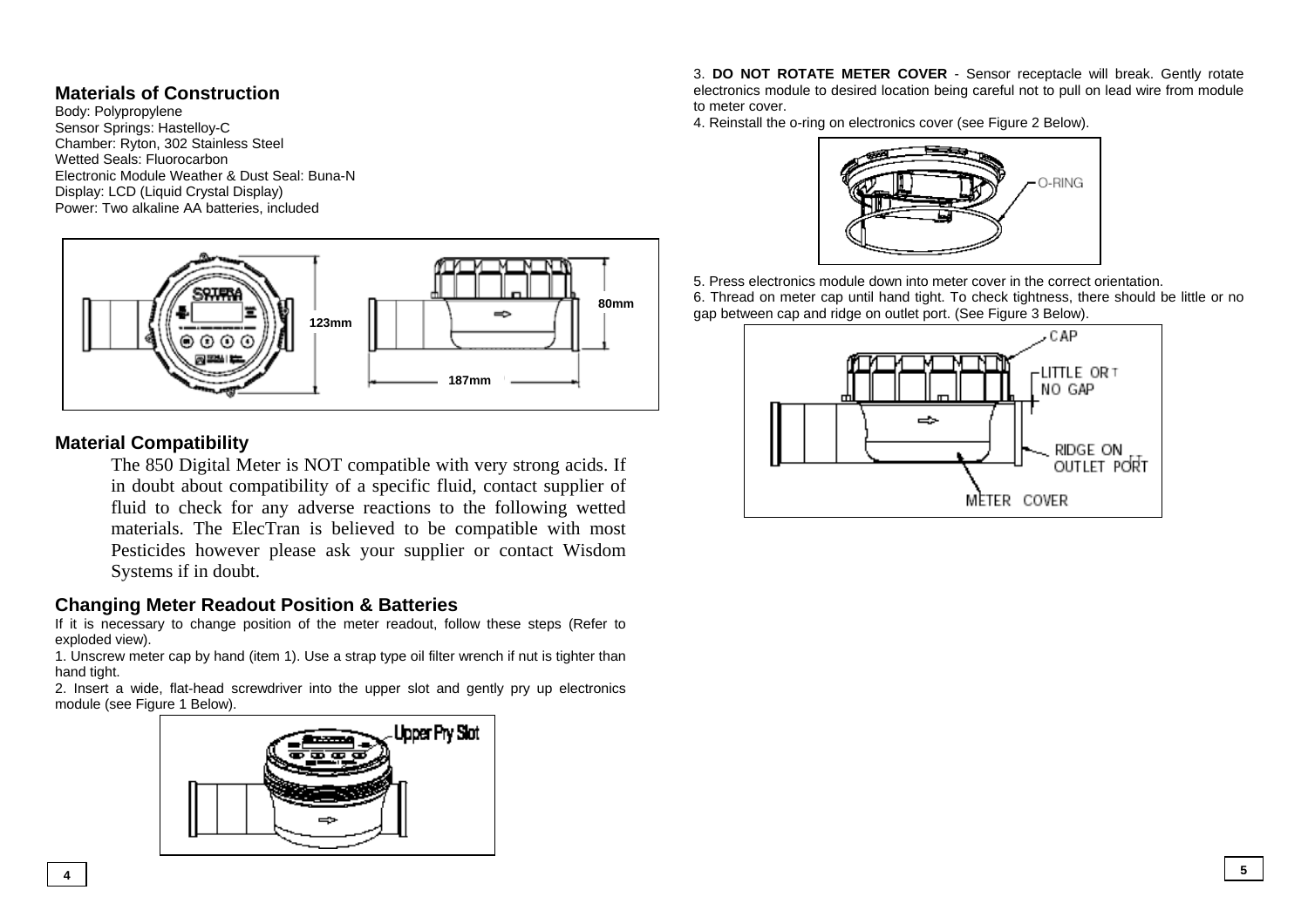## Materials of Construction

Body: Polypropylene
Sensor Springs: Hastelloy-C
Chamber: Ryton, 302 Stainless Steel
Wetted Seals: Fluorocarbon
Electronic Module Weather & Dust Seal: Buna-N
Display: LCD (Liquid Crystal Display)
Power: Two alkaline AA batteries, included

## Material Compatibility

The 850 Digital Meter is NOT compatible with very strong acids. If in doubt about compatibility of a specific fluid, contact supplier of fluid to check for any adverse reactions to the following wetted materials. The ElecTran is believed to be compatible with most Pesticides however please ask your supplier or contact Wisdom Systems if in doubt.

## Changing Meter Readout Position & Batteries

If it is necessary to change position of the meter readout, follow these steps (Refer to exploded view).

1. Unscrew meter cap by hand (item 1). Use a strap type oil filter wrench if nut is tighter than hand tight.
2. Insert a wide, flat-head screwdriver into the upper slot and gently pry up electronics module (see Figure 1 Below).
3. **DO NOT ROTATE METER COVER** - Sensor receptacle will break. Gently rotate electronics module to desired location being careful not to pull on lead wire from module to meter cover.
4. Reinstall the o-ring on electronics cover (see Figure 2 Below).
5. Press electronics module down into meter cover in the correct orientation.
6. Thread on meter cap until hand tight. To check tightness, there should be little or no gap between cap and ridge on outlet port. (See Figure 3 Below).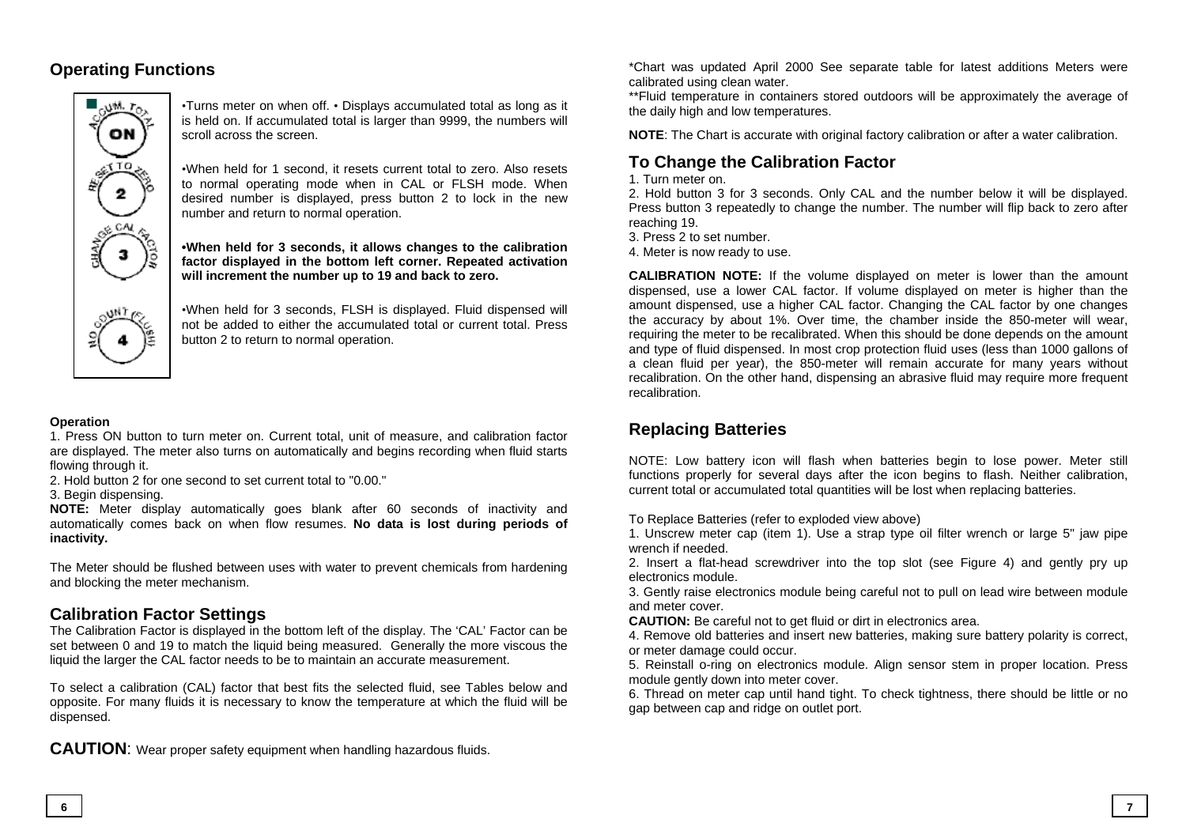## Operating Functions

•Turns meter on when off. • Displays accumulated total as long as it is held on. If accumulated total is larger than 9999, the numbers will scroll across the screen.

•When held for 1 second, it resets current total to zero. Also resets to normal operating mode when in CAL or FLSH mode. When desired number is displayed, press button 2 to lock in the new number and return to normal operation.

**•When held for 3 seconds, it allows changes to the calibration factor displayed in the bottom left corner. Repeated activation will increment the number up to 19 and back to zero.**

•When held for 3 seconds, FLSH is displayed. Fluid dispensed will not be added to either the accumulated total or current total. Press button 2 to return to normal operation.

**Operation**

1. Press ON button to turn meter on. Current total, unit of measure, and calibration factor are displayed. The meter also turns on automatically and begins recording when fluid starts flowing through it.
2. Hold button 2 for one second to set current total to "0.00."
3. Begin dispensing.

**NOTE:** Meter display automatically goes blank after 60 seconds of inactivity and automatically comes back on when flow resumes. **No data is lost during periods of inactivity.**

The Meter should be flushed between uses with water to prevent chemicals from hardening and blocking the meter mechanism.

## Calibration Factor Settings

The Calibration Factor is displayed in the bottom left of the display. The 'CAL' Factor can be set between 0 and 19 to match the liquid being measured. Generally the more viscous the liquid the larger the CAL factor needs to be to maintain an accurate measurement.

To select a calibration (CAL) factor that best fits the selected fluid, see Tables below and opposite. For many fluids it is necessary to know the temperature at which the fluid will be dispensed.

**CAUTION**: Wear proper safety equipment when handling hazardous fluids.

*Chart was updated April 2000 See separate table for latest additions Meters were calibrated using clean water.

**Fluid temperature in containers stored outdoors will be approximately the average of the daily high and low temperatures.

**NOTE**: The Chart is accurate with original factory calibration or after a water calibration.

## To Change the Calibration Factor

1. Turn meter on.
2. Hold button 3 for 3 seconds. Only CAL and the number below it will be displayed. Press button 3 repeatedly to change the number. The number will flip back to zero after reaching 19.
3. Press 2 to set number.
4. Meter is now ready to use.

**CALIBRATION NOTE:** If the volume displayed on meter is lower than the amount dispensed, use a lower CAL factor. If volume displayed on meter is higher than the amount dispensed, use a higher CAL factor. Changing the CAL factor by one changes the accuracy by about 1%. Over time, the chamber inside the 850-meter will wear, requiring the meter to be recalibrated. When this should be done depends on the amount and type of fluid dispensed. In most crop protection fluid uses (less than 1000 gallons of a clean fluid per year), the 850-meter will remain accurate for many years without recalibration. On the other hand, dispensing an abrasive fluid may require more frequent recalibration.

## Replacing Batteries

NOTE: Low battery icon will flash when batteries begin to lose power. Meter still functions properly for several days after the icon begins to flash. Neither calibration, current total or accumulated total quantities will be lost when replacing batteries.

To Replace Batteries (refer to exploded view above)

1. Unscrew meter cap (item 1). Use a strap type oil filter wrench or large 5" jaw pipe wrench if needed.
2. Insert a flat-head screwdriver into the top slot (see Figure 4) and gently pry up electronics module.
3. Gently raise electronics module being careful not to pull on lead wire between module and meter cover.

**CAUTION:** Be careful not to get fluid or dirt in electronics area.

4. Remove old batteries and insert new batteries, making sure battery polarity is correct, or meter damage could occur.
5. Reinstall o-ring on electronics module. Align sensor stem in proper location. Press module gently down into meter cover.
6. Thread on meter cap until hand tight. To check tightness, there should be little or no gap between cap and ridge on outlet port.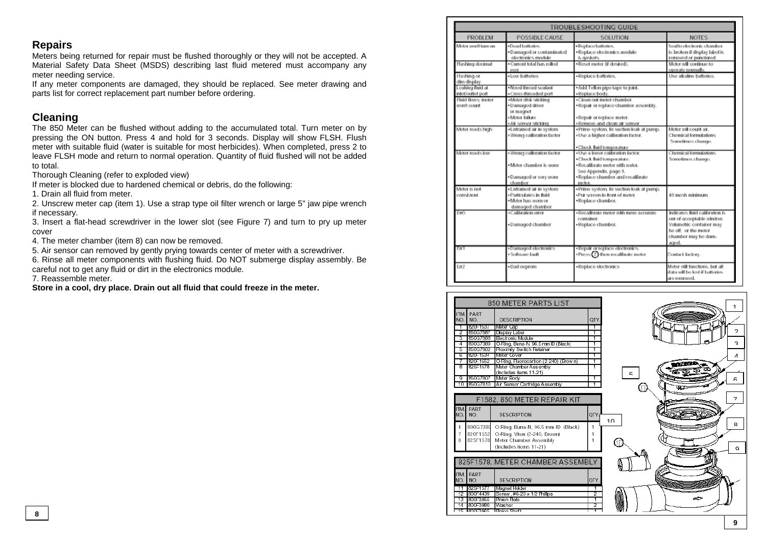## Repairs

Meters being returned for repair must be flushed thoroughly or they will not be accepted. A Material Safety Data Sheet (MSDS) describing last fluid metered must accompany any meter needing service.

If any meter components are damaged, they should be replaced. See meter drawing and parts list for correct replacement part number before ordering.

## Cleaning

The 850 Meter can be flushed without adding to the accumulated total. Turn meter on by pressing the ON button. Press 4 and hold for 3 seconds. Display will show FLSH. Flush meter with suitable fluid (water is suitable for most herbicides). When completed, press 2 to leave FLSH mode and return to normal operation. Quantity of fluid flushed will not be added to total.

Thorough Cleaning (refer to exploded view)

If meter is blocked due to hardened chemical or debris, do the following:

1. Drain all fluid from meter.
2. Unscrew meter cap (item 1). Use a strap type oil filter wrench or large 5" jaw pipe wrench if necessary.
3. Insert a flat-head screwdriver in the lower slot (see Figure 7) and turn to pry up meter cover
4. The meter chamber (item 8) can now be removed.
5. Air sensor can removed by gently prying towards center of meter with a screwdriver.
6. Rinse all meter components with flushing fluid. Do NOT submerge display assembly. Be careful not to get any fluid or dirt in the electronics module.
7. Reassemble meter.

**Store in a cool, dry place. Drain out all fluid that could freeze in the meter.**

### TROUBLESHOOTING GUIDE

| PROBLEM | POSSIBLE CAUSE | SOLUTION | NOTES |
|---|---|---|---|
| Meter won't turn on | • Dead batteries.<br>• Damaged or contaminated electronics module | • Replace batteries.<br>• Replace electronics module & gaskets. | Seal to electronic chamber is broken if display label is removed or punctured. |
| Flashing decimal | • Current total has rolled over | • Reset meter (if desired). | Meter will continue to operate normally. |
| Flashing or dim display | • Low batteries | • Replace batteries. | Use alkaline batteries. |
| Leaking fluid at inlet/outlet port | • Need thread sealant<br>• Cross-threaded port | • Add Teflon pipe tape to joint.<br>• Replace body. | |
| Fluid flows; meter won't count | • Meter disk sticking<br>• Damaged driver or magnet<br>• Meter failure<br>• Air sensor sticking | • Clean out meter chamber.<br>• Repair or replace chamber assembly.<br>• Repair or replace meter.<br>• Remove and clean air sensor | |
| Meter reads high | • Entrained air in system<br>• Wrong calibration factor | • Prime system, fix suction leak at pump.<br>• Use a higher calibration factor.<br>• Check fluid temperature | Motor will count air. Chemical formulations Sometimes change. |
| Meter reads low | • Wrong calibration factor<br>• Meter chamber is worn<br>• Damaged or very worn chamber | • Use a lower calibration factor.<br>• Check fluid temperature.<br>• Recalibrate meter with water. See Appendix, page 9.<br>• Replace chamber and recalibrate meter. | Chemical formulations Sometimes change. |
| Meter is not consistent | • Entrained air in system<br>• Particulates in fluid<br>• Meter has worn or damaged chamber | • Prime system, fix suction leak at pump.<br>• Put screen in front of meter.<br>• Replace chamber. | 40 mesh minimum. |
| Err0 | • Calibration error<br>• Damaged chamber | • Recalibrate meter with more accurate container.<br>• Replace chamber. | Indicates fluid calibration is out of acceptable window. Volumetric container may be off, or the meter chamber may be damaged. |
| Err1 | • Damaged electronics<br>• Software fault | • Repair or replace electronics.<br>• Press (2) then recalibrate meter | Contact factory. |
| Err2 | • Bad eeprom | • Replace electronics | Meter still functions, but all data will be lost if batteries are removed. |

### 850 METER PARTS LIST

| ITM. NO. | PART NO. | DESCRIPTION | QTY. |
|---|---|---|---|
| 1 | 820F1537 | Meter Cap | 1 |
| 2 | 850G7887 | Display Label | 1 |
| 3 | 850G7888 | Electronic Module | 1 |
| 4 | 800G7389 | O-Ring, Buna-N, 96.5 mm ID (Black) | 1 |
| 5 | 850G7802 | Proximity Switch Retainer | 1 |
| 6 | 820F1534 | Meter Cover | 1 |
| 7 | 820F1552 | O-Ring, Fluorocarbon (2-240) (Brown) | 1 |
| 8 | 825F1578 | Meter Chamber Assembly (Includes items 11-21) | 1 |
| 9 | 850G7807 | Meter Body | 1 |
| 10 | 850G7810 | Air Sensor Cartridge Assembly | 1 |

### F1582, 850 METER REPAIR KIT

| ITM. NO. | PART NO. | DESCRIPTION | QTY. |
|---|---|---|---|
| 4 | 800G7389 | O-Ring, Buna-N, 96.5 mm ID (Black) | 1 |
| 7 | 820F1552 | O-Ring, Viton (2-240, Brown) | 1 |
| 8 | 825F1578 | Meter Chamber Assembly (Includes items 11-21) | 1 |

### 825F1578, METER CHAMBER ASSEMBLY

| ITM. NO. | PART NO. | DESCRIPTION | QTY. |
|---|---|---|---|
| 11 | 825F1577 | Magnet Holder | 1 |
| 12 | 800F4439 | Screw, #6-20 x 1/2 Phillips | 2 |
| 13 | 800F3955 | Pinion Plate | 1 |
| 14 | 800F3980 | Washer | 2 |
| 15 | 800F3965 | Pinion Shaft | 1 |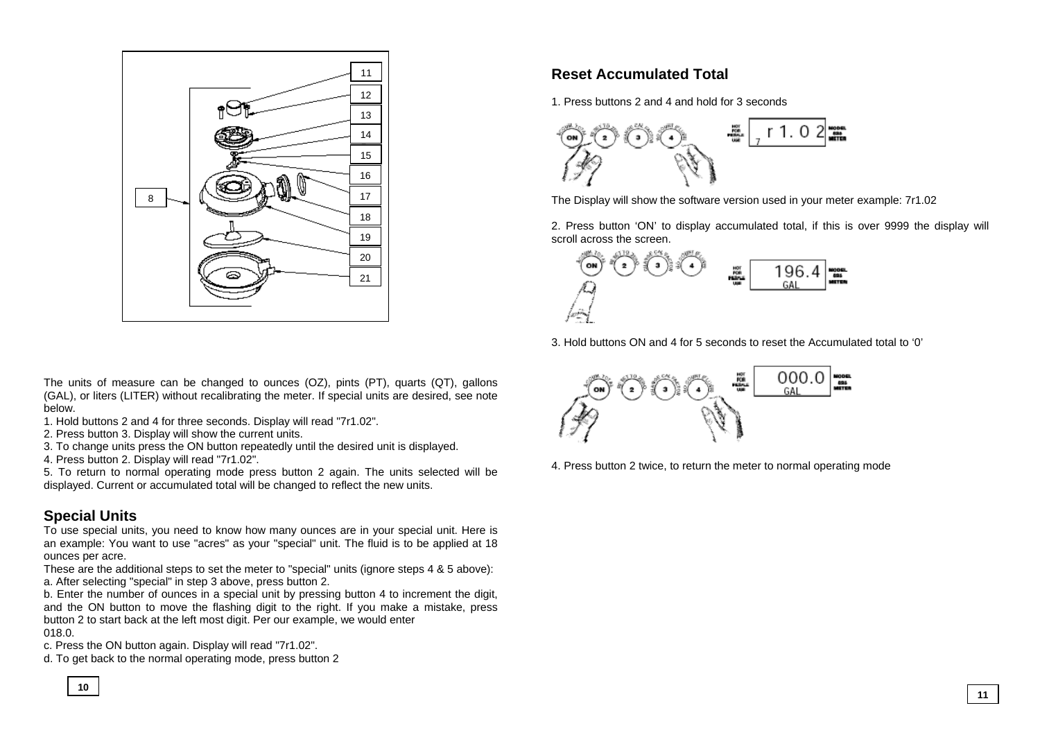The units of measure can be changed to ounces (OZ), pints (PT), quarts (QT), gallons (GAL), or liters (LITER) without recalibrating the meter. If special units are desired, see note below.

1. Hold buttons 2 and 4 for three seconds. Display will read "7r1.02".
2. Press button 3. Display will show the current units.
3. To change units press the ON button repeatedly until the desired unit is displayed.
4. Press button 2. Display will read "7r1.02".
5. To return to normal operating mode press button 2 again. The units selected will be displayed. Current or accumulated total will be changed to reflect the new units.

## Special Units

To use special units, you need to know how many ounces are in your special unit. Here is an example: You want to use "acres" as your "special" unit. The fluid is to be applied at 18 ounces per acre.

These are the additional steps to set the meter to "special" units (ignore steps 4 & 5 above):

a. After selecting "special" in step 3 above, press button 2.

b. Enter the number of ounces in a special unit by pressing button 4 to increment the digit, and the ON button to move the flashing digit to the right. If you make a mistake, press button 2 to start back at the left most digit. Per our example, we would enter 018.0.

c. Press the ON button again. Display will read "7r1.02".

d. To get back to the normal operating mode, press button 2

## Reset Accumulated Total

1. Press buttons 2 and 4 and hold for 3 seconds

The Display will show the software version used in your meter example: 7r1.02

2. Press button 'ON' to display accumulated total, if this is over 9999 the display will scroll across the screen.

3. Hold buttons ON and 4 for 5 seconds to reset the Accumulated total to '0'

4. Press button 2 twice, to return the meter to normal operating mode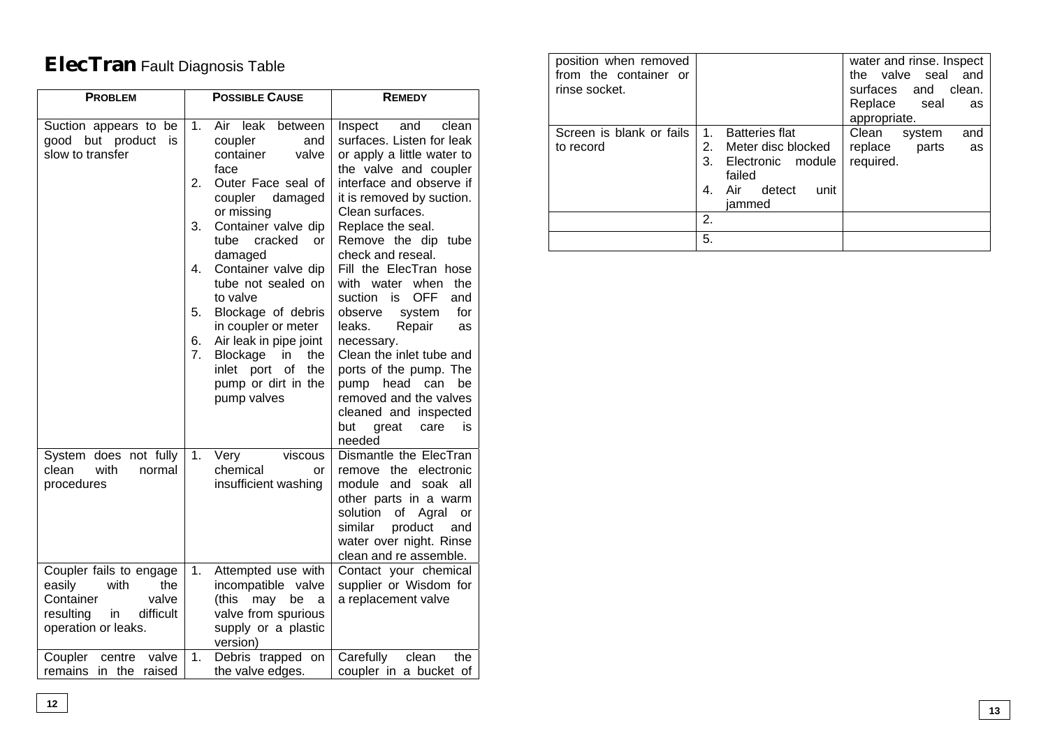# **ElecTran** Fault Diagnosis Table

| PROBLEM | POSSIBLE CAUSE | REMEDY |
|---|---|---|
| Suction appears to be good but product is slow to transfer | 1. Air leak between coupler and container valve face<br>2. Outer Face seal of coupler damaged or missing<br>3. Container valve dip tube cracked or damaged<br>4. Container valve dip tube not sealed on to valve<br>5. Blockage of debris in coupler or meter<br>6. Air leak in pipe joint<br>7. Blockage in the inlet port of the pump or dirt in the pump valves | Inspect and clean surfaces. Listen for leak or apply a little water to the valve and coupler interface and observe if it is removed by suction. Clean surfaces.<br>Replace the seal.<br>Remove the dip tube check and reseal.<br>Fill the ElecTran hose with water when the suction is OFF and observe system for leaks. Repair as necessary.<br>Clean the inlet tube and ports of the pump. The pump head can be removed and the valves cleaned and inspected but great care is needed |
| System does not fully clean with normal procedures | 1. Very viscous chemical or insufficient washing | Dismantle the ElecTran remove the electronic module and soak all other parts in a warm solution of Agral or similar product and water over night. Rinse clean and re assemble. |
| Coupler fails to engage easily with the Container valve resulting in difficult operation or leaks. | 1. Attempted use with incompatible valve (this may be a valve from spurious supply or a plastic version) | Contact your chemical supplier or Wisdom for a replacement valve |
| Coupler centre valve remains in the raised position when removed from the container or rinse socket. | 1. Debris trapped on the valve edges. | Carefully clean the coupler in a bucket of water and rinse. Inspect the valve seal and surfaces and clean. Replace seal as appropriate. |
| Screen is blank or fails to record | 1. Batteries flat<br>2. Meter disc blocked<br>3. Electronic module failed<br>4. Air detect unit jammed | Clean system and replace parts as required. |
| | 2. | |
| | 5. | |